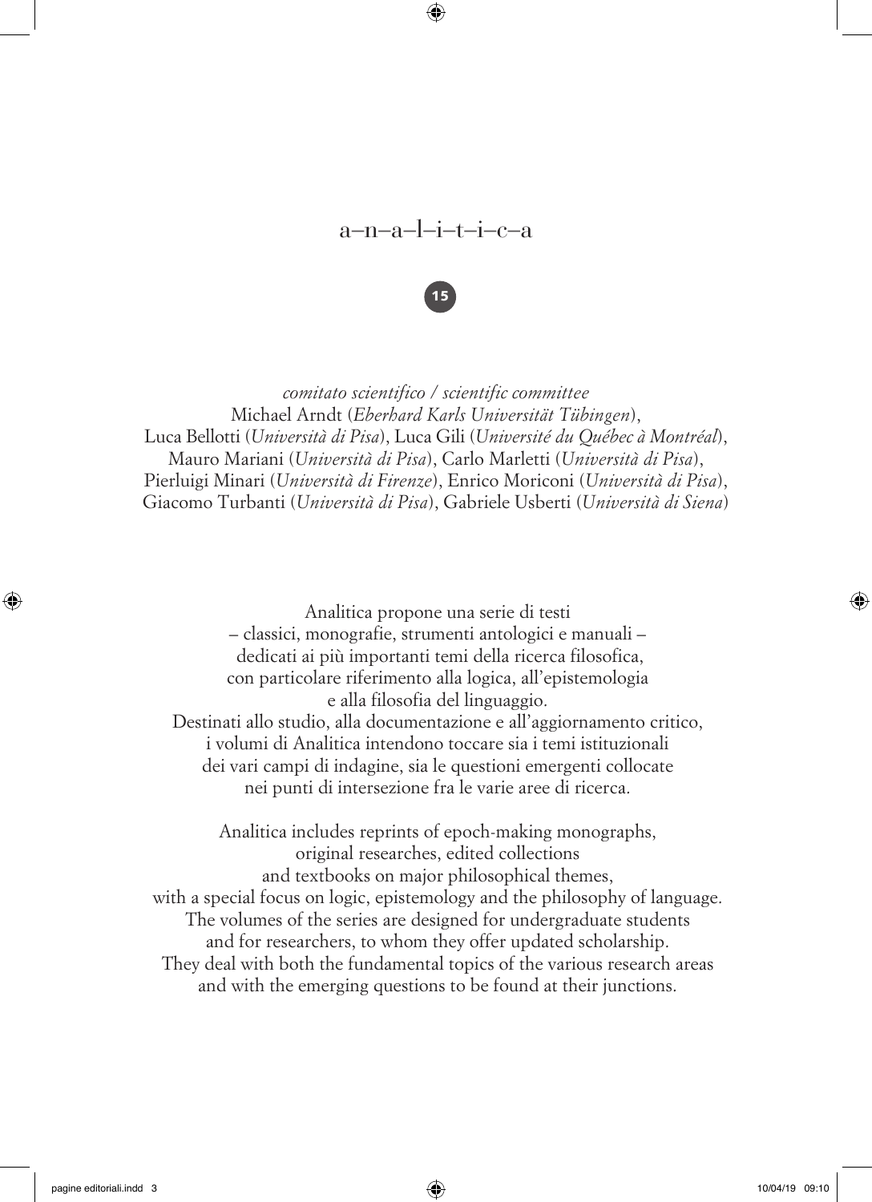# a–n–a–l–i–t–i–c–a

15

*comitato scientifico / scientific committee*
Michael Arndt (*Eberhard Karls Universität Tübingen*),
Luca Bellotti (*Università di Pisa*), Luca Gili (*Université du Québec à Montréal*),
Mauro Mariani (*Università di Pisa*), Carlo Marletti (*Università di Pisa*),
Pierluigi Minari (*Università di Firenze*), Enrico Moriconi (*Università di Pisa*),
Giacomo Turbanti (*Università di Pisa*), Gabriele Usberti (*Università di Siena*)

Analitica propone una serie di testi
– classici, monografie, strumenti antologici e manuali –
dedicati ai più importanti temi della ricerca filosofica,
con particolare riferimento alla logica, all'epistemologia
e alla filosofia del linguaggio.
Destinati allo studio, alla documentazione e all'aggiornamento critico,
i volumi di Analitica intendono toccare sia i temi istituzionali
dei vari campi di indagine, sia le questioni emergenti collocate
nei punti di intersezione fra le varie aree di ricerca.

Analitica includes reprints of epoch-making monographs,
original researches, edited collections
and textbooks on major philosophical themes,
with a special focus on logic, epistemology and the philosophy of language.
The volumes of the series are designed for undergraduate students
and for researchers, to whom they offer updated scholarship.
They deal with both the fundamental topics of the various research areas
and with the emerging questions to be found at their junctions.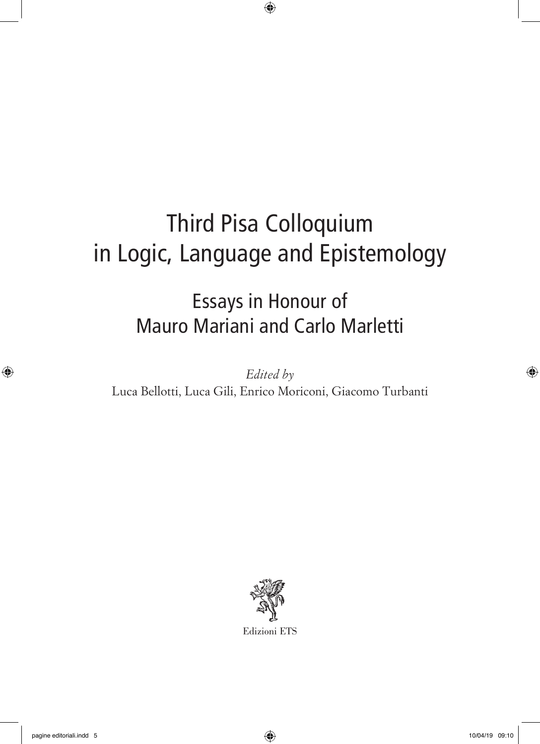# Third Pisa Colloquium in Logic, Language and Epistemology

## Essays in Honour of Mauro Mariani and Carlo Marletti

*Edited by*

Luca Bellotti, Luca Gili, Enrico Moriconi, Giacomo Turbanti

Edizioni ETS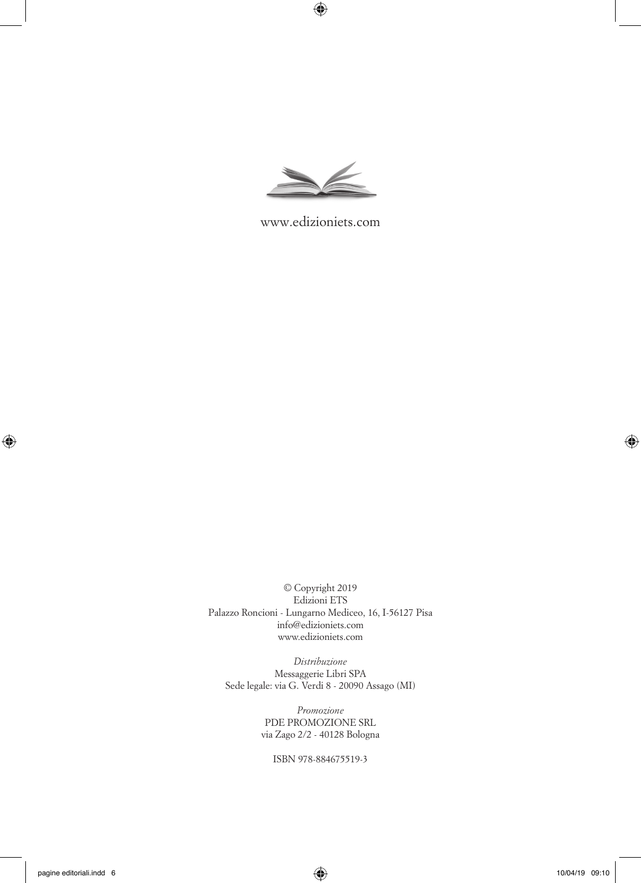www.edizioniets.com

© Copyright 2019
Edizioni ETS
Palazzo Roncioni - Lungarno Mediceo, 16, I-56127 Pisa
info@edizioniets.com
www.edizioniets.com

*Distribuzione*
Messaggerie Libri SPA
Sede legale: via G. Verdi 8 - 20090 Assago (MI)

*Promozione*
PDE PROMOZIONE SRL
via Zago 2/2 - 40128 Bologna

ISBN 978-884675519-3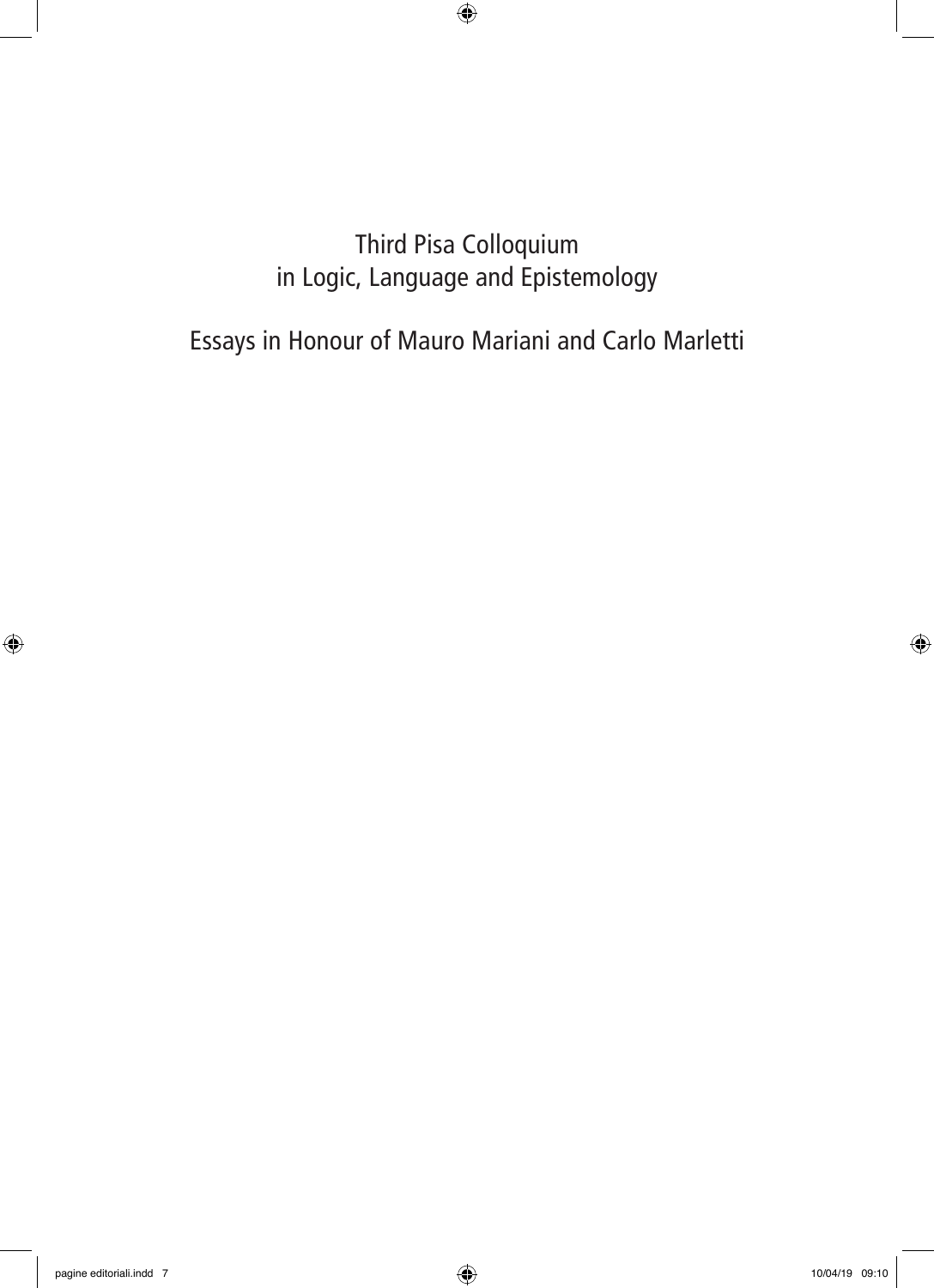# Third Pisa Colloquium in Logic, Language and Epistemology

## Essays in Honour of Mauro Mariani and Carlo Marletti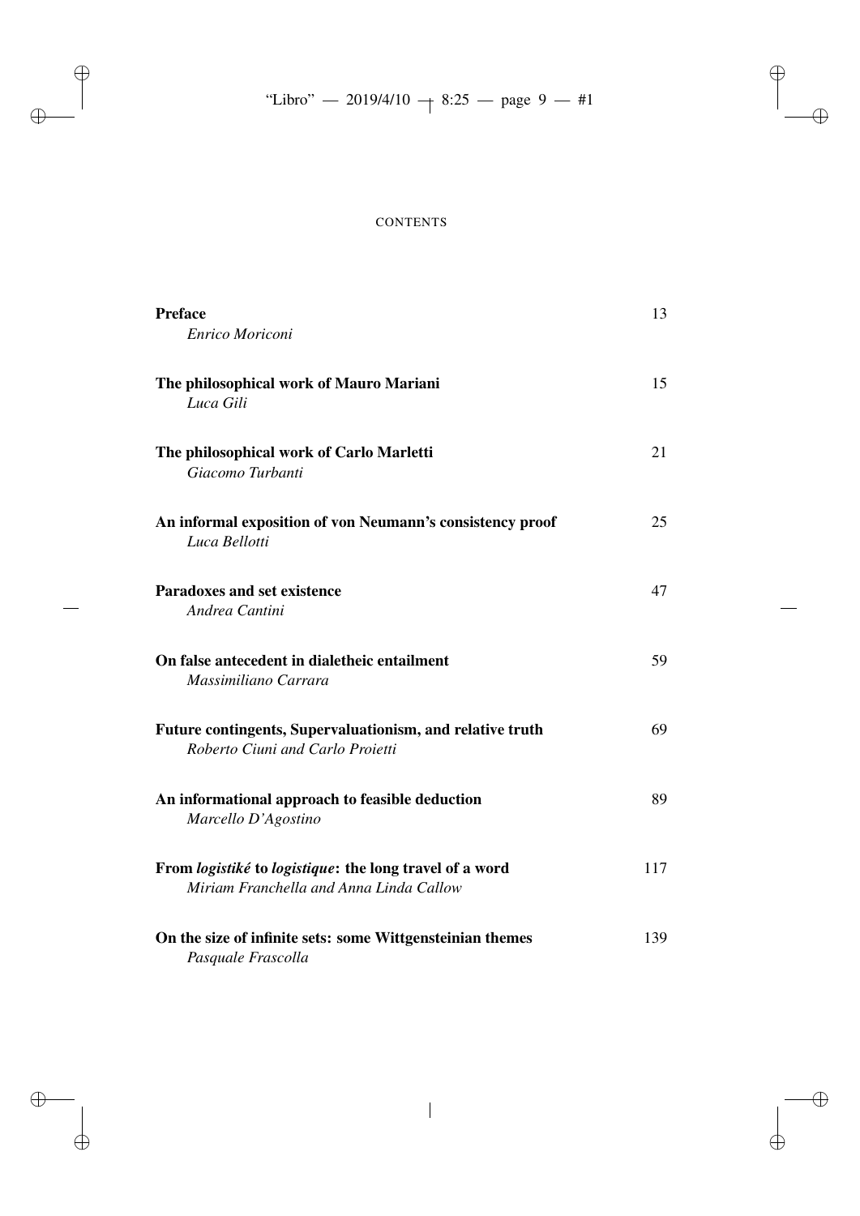# CONTENTS

| | |
|---|---|
| **Preface**<br>*Enrico Moriconi* | 13 |
| **The philosophical work of Mauro Mariani**<br>*Luca Gili* | 15 |
| **The philosophical work of Carlo Marletti**<br>*Giacomo Turbanti* | 21 |
| **An informal exposition of von Neumann's consistency proof**<br>*Luca Bellotti* | 25 |
| **Paradoxes and set existence**<br>*Andrea Cantini* | 47 |
| **On false antecedent in dialetheic entailment**<br>*Massimiliano Carrara* | 59 |
| **Future contingents, Supervaluationism, and relative truth**<br>*Roberto Ciuni and Carlo Proietti* | 69 |
| **An informational approach to feasible deduction**<br>*Marcello D'Agostino* | 89 |
| **From *logistiké* to *logistique*: the long travel of a word**<br>*Miriam Franchella and Anna Linda Callow* | 117 |
| **On the size of infinite sets: some Wittgensteinian themes**<br>*Pasquale Frascolla* | 139 |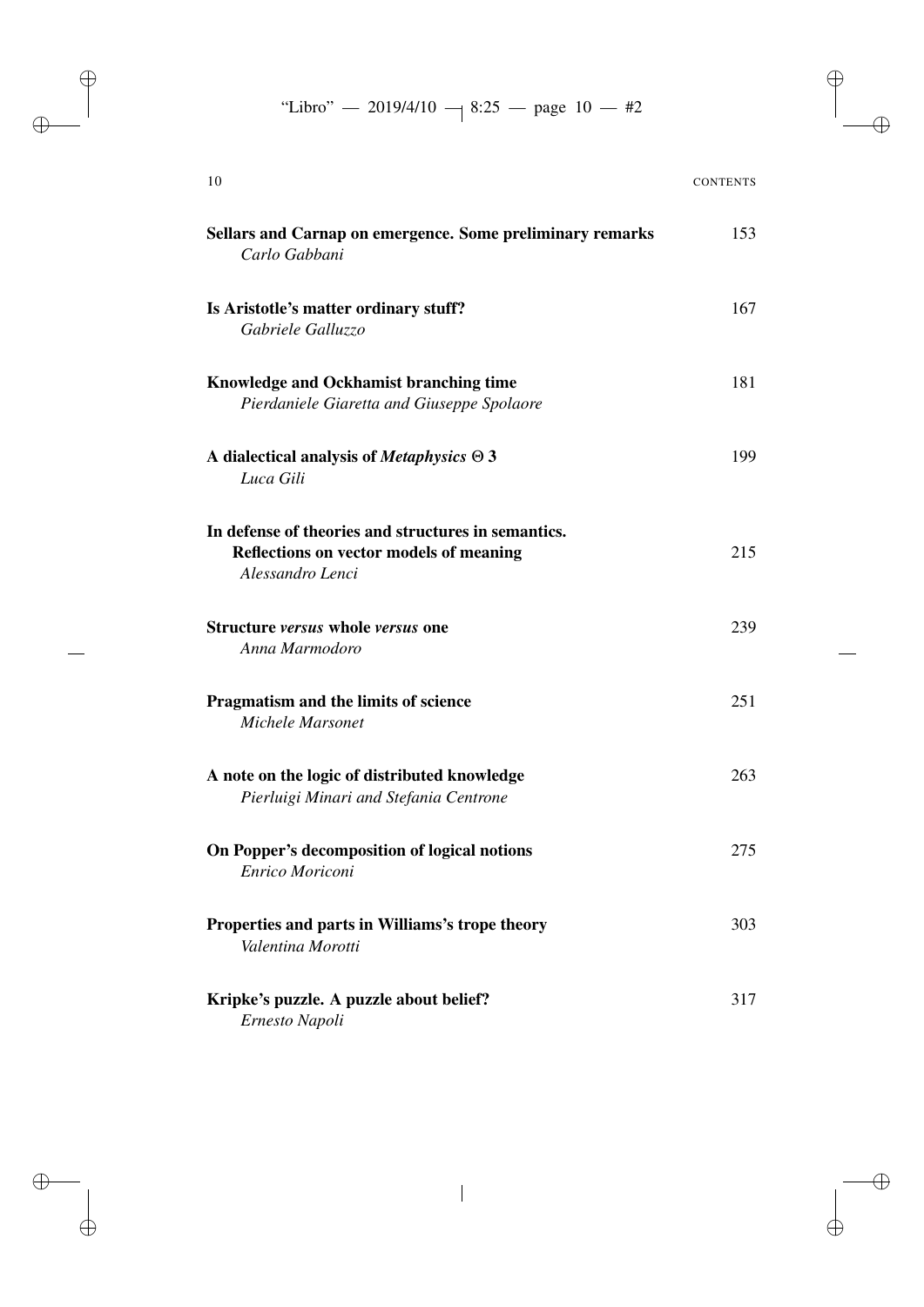**Sellars and Carnap on emergence. Some preliminary remarks** 153
*Carlo Gabbani*

**Is Aristotle's matter ordinary stuff?** 167
*Gabriele Galluzzo*

**Knowledge and Ockhamist branching time** 181
*Pierdaniele Giaretta and Giuseppe Spolaore*

**A dialectical analysis of *Metaphysics* Θ 3** 199
*Luca Gili*

**In defense of theories and structures in semantics.**
**Reflections on vector models of meaning** 215
*Alessandro Lenci*

**Structure *versus* whole *versus* one** 239
*Anna Marmodoro*

**Pragmatism and the limits of science** 251
*Michele Marsonet*

**A note on the logic of distributed knowledge** 263
*Pierluigi Minari and Stefania Centrone*

**On Popper's decomposition of logical notions** 275
*Enrico Moriconi*

**Properties and parts in Williams's trope theory** 303
*Valentina Morotti*

**Kripke's puzzle. A puzzle about belief?** 317
*Ernesto Napoli*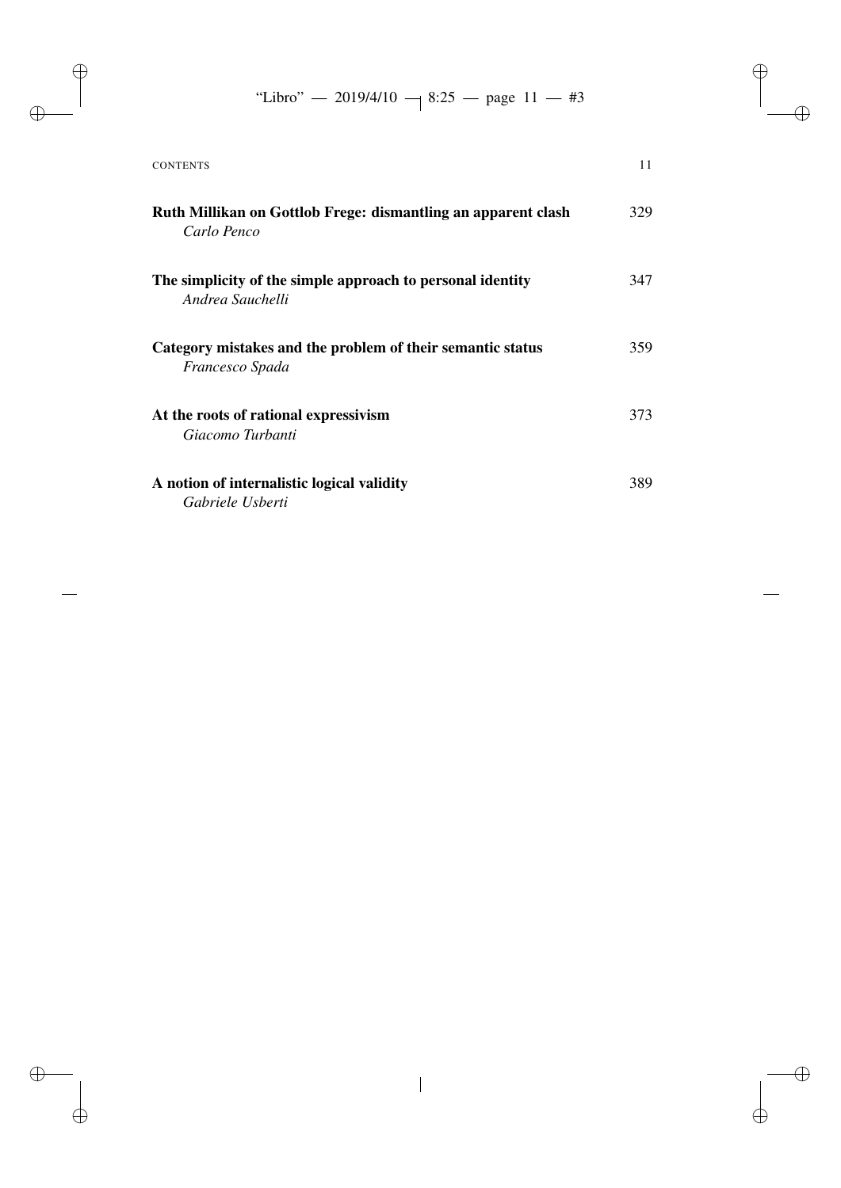**Ruth Millikan on Gottlob Frege: dismantling an apparent clash** 329
*Carlo Penco*

**The simplicity of the simple approach to personal identity** 347
*Andrea Sauchelli*

**Category mistakes and the problem of their semantic status** 359
*Francesco Spada*

**At the roots of rational expressivism** 373
*Giacomo Turbanti*

**A notion of internalistic logical validity** 389
*Gabriele Usberti*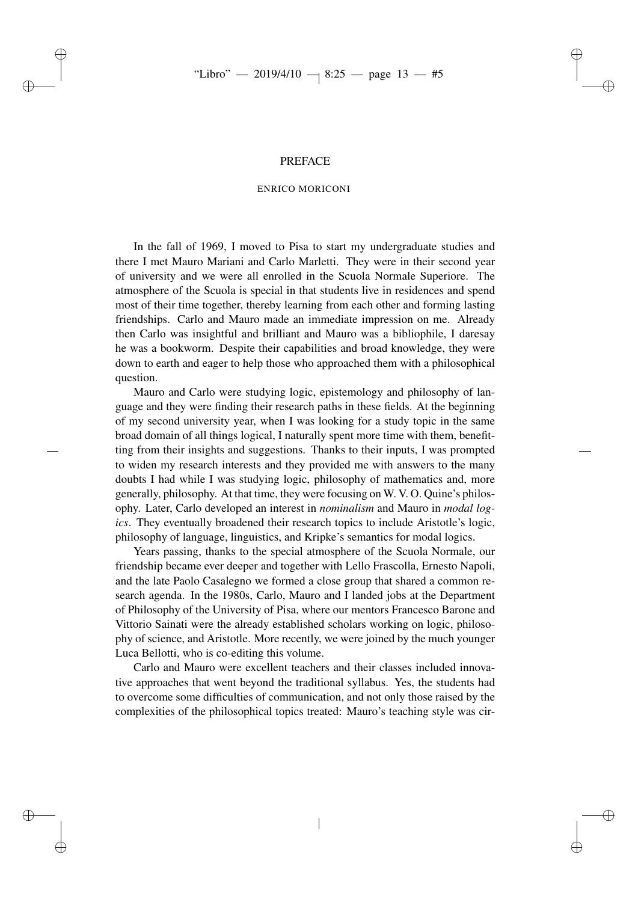# PREFACE

ENRICO MORICONI

In the fall of 1969, I moved to Pisa to start my undergraduate studies and there I met Mauro Mariani and Carlo Marletti. They were in their second year of university and we were all enrolled in the Scuola Normale Superiore. The atmosphere of the Scuola is special in that students live in residences and spend most of their time together, thereby learning from each other and forming lasting friendships. Carlo and Mauro made an immediate impression on me. Already then Carlo was insightful and brilliant and Mauro was a bibliophile, I daresay he was a bookworm. Despite their capabilities and broad knowledge, they were down to earth and eager to help those who approached them with a philosophical question.

Mauro and Carlo were studying logic, epistemology and philosophy of language and they were finding their research paths in these fields. At the beginning of my second university year, when I was looking for a study topic in the same broad domain of all things logical, I naturally spent more time with them, benefitting from their insights and suggestions. Thanks to their inputs, I was prompted to widen my research interests and they provided me with answers to the many doubts I had while I was studying logic, philosophy of mathematics and, more generally, philosophy. At that time, they were focusing on W. V. O. Quine's philosophy. Later, Carlo developed an interest in *nominalism* and Mauro in *modal logics*. They eventually broadened their research topics to include Aristotle's logic, philosophy of language, linguistics, and Kripke's semantics for modal logics.

Years passing, thanks to the special atmosphere of the Scuola Normale, our friendship became ever deeper and together with Lello Frascolla, Ernesto Napoli, and the late Paolo Casalegno we formed a close group that shared a common research agenda. In the 1980s, Carlo, Mauro and I landed jobs at the Department of Philosophy of the University of Pisa, where our mentors Francesco Barone and Vittorio Sainati were the already established scholars working on logic, philosophy of science, and Aristotle. More recently, we were joined by the much younger Luca Bellotti, who is co-editing this volume.

Carlo and Mauro were excellent teachers and their classes included innovative approaches that went beyond the traditional syllabus. Yes, the students had to overcome some difficulties of communication, and not only those raised by the complexities of the philosophical topics treated: Mauro's teaching style was cir-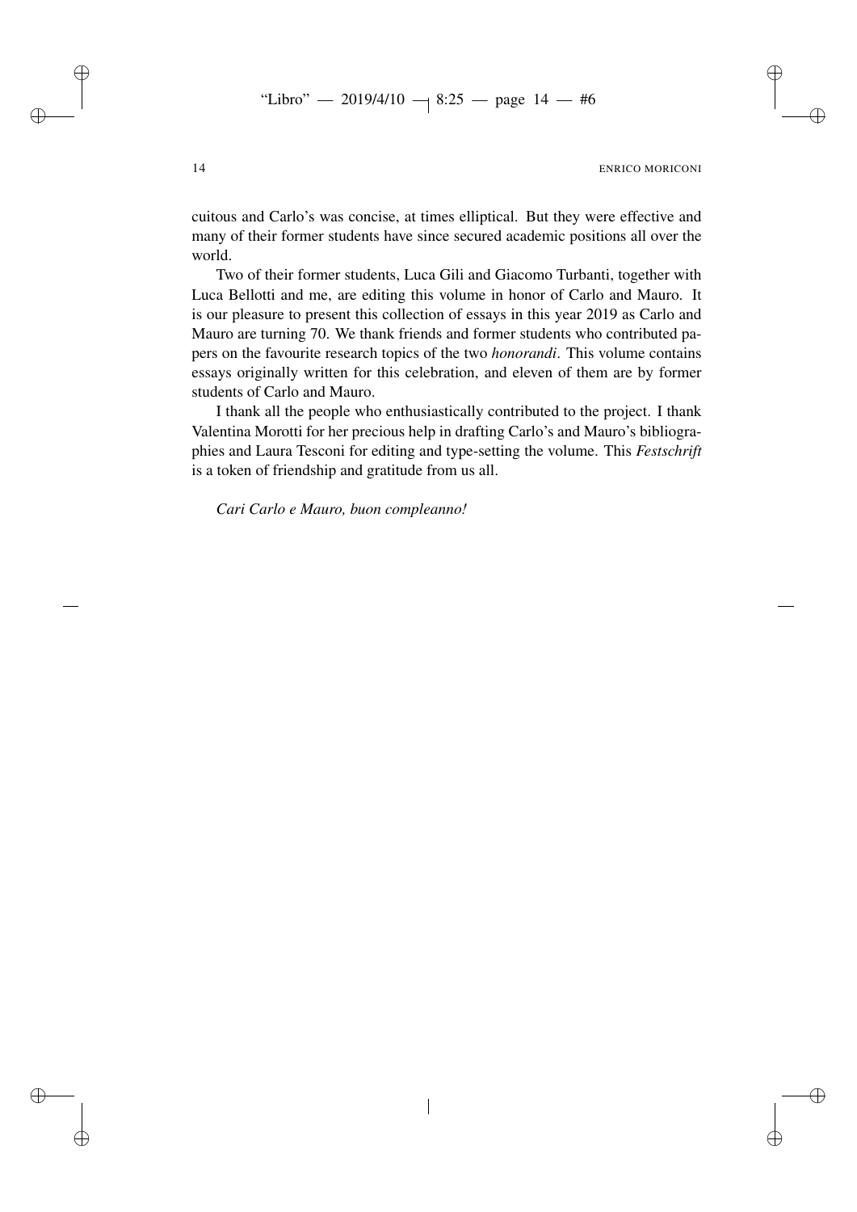cuitous and Carlo's was concise, at times elliptical. But they were effective and many of their former students have since secured academic positions all over the world.

Two of their former students, Luca Gili and Giacomo Turbanti, together with Luca Bellotti and me, are editing this volume in honor of Carlo and Mauro. It is our pleasure to present this collection of essays in this year 2019 as Carlo and Mauro are turning 70. We thank friends and former students who contributed papers on the favourite research topics of the two *honorandi*. This volume contains essays originally written for this celebration, and eleven of them are by former students of Carlo and Mauro.

I thank all the people who enthusiastically contributed to the project. I thank Valentina Morotti for her precious help in drafting Carlo's and Mauro's bibliographies and Laura Tesconi for editing and type-setting the volume. This *Festschrift* is a token of friendship and gratitude from us all.

*Cari Carlo e Mauro, buon compleanno!*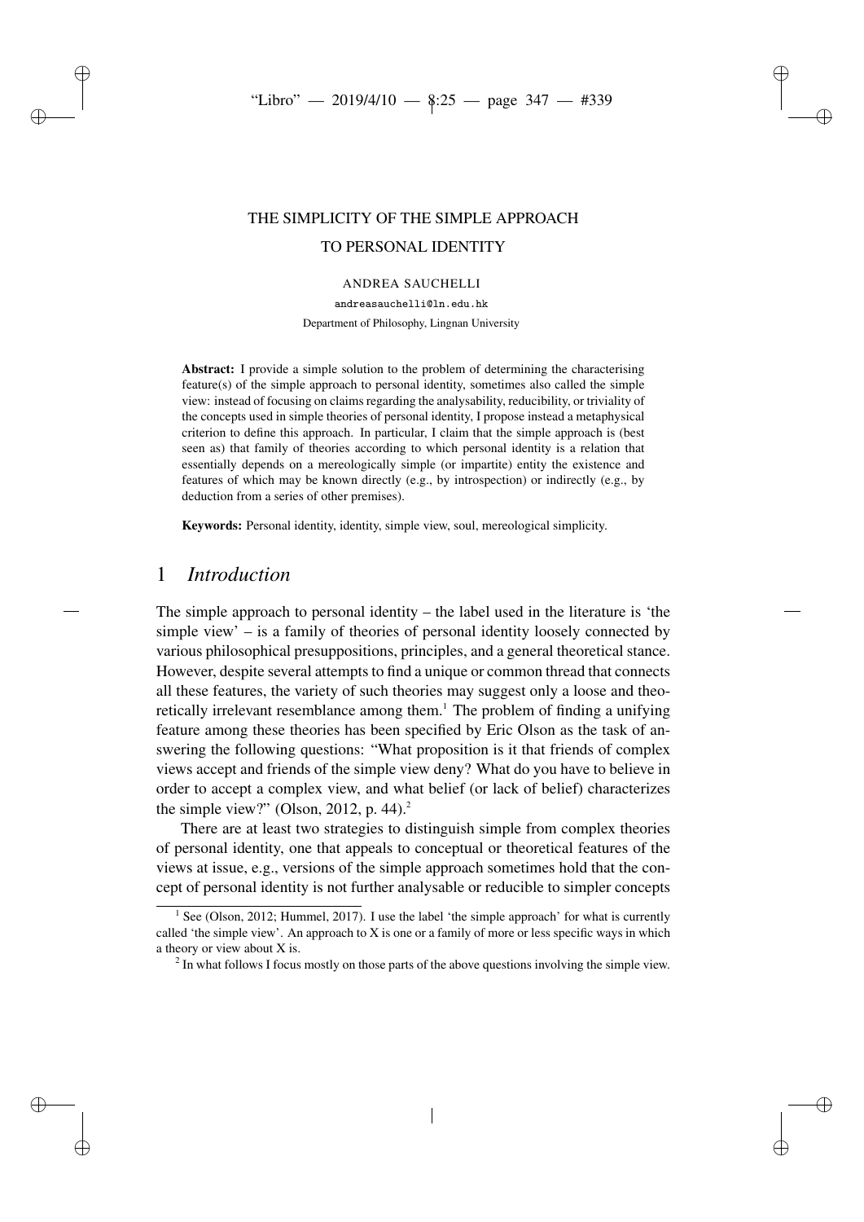# THE SIMPLICITY OF THE SIMPLE APPROACH TO PERSONAL IDENTITY

ANDREA SAUCHELLI

andreasauchelli@ln.edu.hk

Department of Philosophy, Lingnan University

**Abstract:** I provide a simple solution to the problem of determining the characterising feature(s) of the simple approach to personal identity, sometimes also called the simple view: instead of focusing on claims regarding the analysability, reducibility, or triviality of the concepts used in simple theories of personal identity, I propose instead a metaphysical criterion to define this approach. In particular, I claim that the simple approach is (best seen as) that family of theories according to which personal identity is a relation that essentially depends on a mereologically simple (or impartite) entity the existence and features of which may be known directly (e.g., by introspection) or indirectly (e.g., by deduction from a series of other premises).

**Keywords:** Personal identity, identity, simple view, soul, mereological simplicity.

## 1 *Introduction*

The simple approach to personal identity – the label used in the literature is 'the simple view' – is a family of theories of personal identity loosely connected by various philosophical presuppositions, principles, and a general theoretical stance. However, despite several attempts to find a unique or common thread that connects all these features, the variety of such theories may suggest only a loose and theoretically irrelevant resemblance among them.[1] The problem of finding a unifying feature among these theories has been specified by Eric Olson as the task of answering the following questions: "What proposition is it that friends of complex views accept and friends of the simple view deny? What do you have to believe in order to accept a complex view, and what belief (or lack of belief) characterizes the simple view?" (Olson, 2012, p. 44).[2]

There are at least two strategies to distinguish simple from complex theories of personal identity, one that appeals to conceptual or theoretical features of the views at issue, e.g., versions of the simple approach sometimes hold that the concept of personal identity is not further analysable or reducible to simpler concepts

[1] See (Olson, 2012; Hummel, 2017). I use the label 'the simple approach' for what is currently called 'the simple view'. An approach to X is one or a family of more or less specific ways in which a theory or view about X is.

[2] In what follows I focus mostly on those parts of the above questions involving the simple view.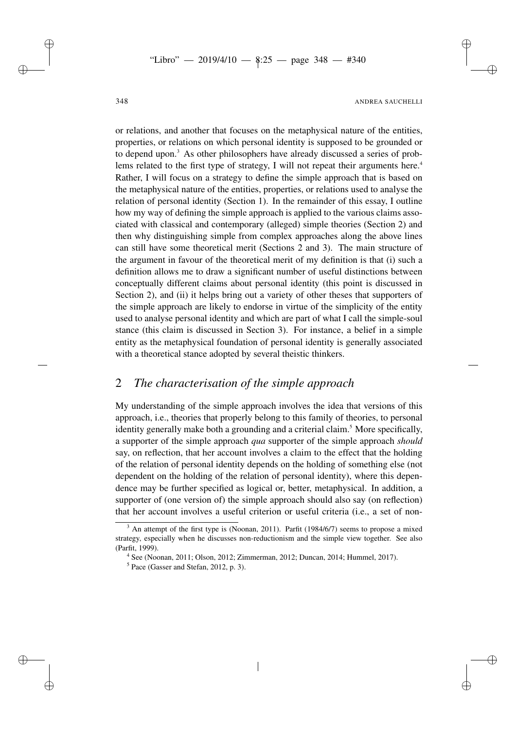or relations, and another that focuses on the metaphysical nature of the entities, properties, or relations on which personal identity is supposed to be grounded or to depend upon.[3] As other philosophers have already discussed a series of problems related to the first type of strategy, I will not repeat their arguments here.[4] Rather, I will focus on a strategy to define the simple approach that is based on the metaphysical nature of the entities, properties, or relations used to analyse the relation of personal identity (Section 1). In the remainder of this essay, I outline how my way of defining the simple approach is applied to the various claims associated with classical and contemporary (alleged) simple theories (Section 2) and then why distinguishing simple from complex approaches along the above lines can still have some theoretical merit (Sections 2 and 3). The main structure of the argument in favour of the theoretical merit of my definition is that (i) such a definition allows me to draw a significant number of useful distinctions between conceptually different claims about personal identity (this point is discussed in Section 2), and (ii) it helps bring out a variety of other theses that supporters of the simple approach are likely to endorse in virtue of the simplicity of the entity used to analyse personal identity and which are part of what I call the simple-soul stance (this claim is discussed in Section 3). For instance, a belief in a simple entity as the metaphysical foundation of personal identity is generally associated with a theoretical stance adopted by several theistic thinkers.

## 2 *The characterisation of the simple approach*

My understanding of the simple approach involves the idea that versions of this approach, i.e., theories that properly belong to this family of theories, to personal identity generally make both a grounding and a criterial claim.[5] More specifically, a supporter of the simple approach *qua* supporter of the simple approach *should* say, on reflection, that her account involves a claim to the effect that the holding of the relation of personal identity depends on the holding of something else (not dependent on the holding of the relation of personal identity), where this dependence may be further specified as logical or, better, metaphysical. In addition, a supporter of (one version of) the simple approach should also say (on reflection) that her account involves a useful criterion or useful criteria (i.e., a set of non-

[3] An attempt of the first type is (Noonan, 2011). Parfit (1984/6/7) seems to propose a mixed strategy, especially when he discusses non-reductionism and the simple view together. See also (Parfit, 1999).

[4] See (Noonan, 2011; Olson, 2012; Zimmerman, 2012; Duncan, 2014; Hummel, 2017).

[5] Pace (Gasser and Stefan, 2012, p. 3).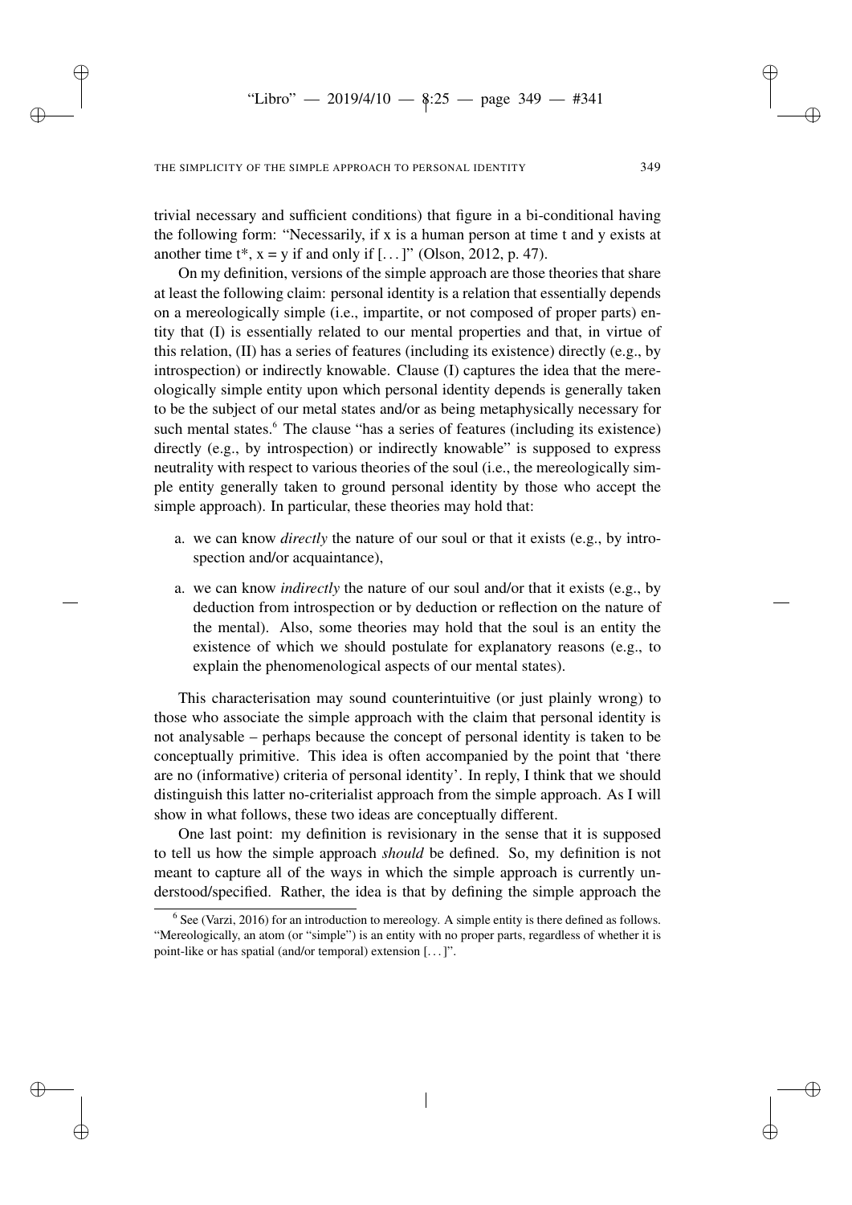trivial necessary and sufficient conditions) that figure in a bi-conditional having the following form: "Necessarily, if x is a human person at time t and y exists at another time t*, x = y if and only if [. . . ]" (Olson, 2012, p. 47).

On my definition, versions of the simple approach are those theories that share at least the following claim: personal identity is a relation that essentially depends on a mereologically simple (i.e., impartite, or not composed of proper parts) entity that (I) is essentially related to our mental properties and that, in virtue of this relation, (II) has a series of features (including its existence) directly (e.g., by introspection) or indirectly knowable. Clause (I) captures the idea that the mereologically simple entity upon which personal identity depends is generally taken to be the subject of our metal states and/or as being metaphysically necessary for such mental states.[6] The clause "has a series of features (including its existence) directly (e.g., by introspection) or indirectly knowable" is supposed to express neutrality with respect to various theories of the soul (i.e., the mereologically simple entity generally taken to ground personal identity by those who accept the simple approach). In particular, these theories may hold that:

a. we can know *directly* the nature of our soul or that it exists (e.g., by introspection and/or acquaintance),

a. we can know *indirectly* the nature of our soul and/or that it exists (e.g., by deduction from introspection or by deduction or reflection on the nature of the mental). Also, some theories may hold that the soul is an entity the existence of which we should postulate for explanatory reasons (e.g., to explain the phenomenological aspects of our mental states).

This characterisation may sound counterintuitive (or just plainly wrong) to those who associate the simple approach with the claim that personal identity is not analysable – perhaps because the concept of personal identity is taken to be conceptually primitive. This idea is often accompanied by the point that 'there are no (informative) criteria of personal identity'. In reply, I think that we should distinguish this latter no-criterialist approach from the simple approach. As I will show in what follows, these two ideas are conceptually different.

One last point: my definition is revisionary in the sense that it is supposed to tell us how the simple approach *should* be defined. So, my definition is not meant to capture all of the ways in which the simple approach is currently understood/specified. Rather, the idea is that by defining the simple approach the

[6] See (Varzi, 2016) for an introduction to mereology. A simple entity is there defined as follows. "Mereologically, an atom (or "simple") is an entity with no proper parts, regardless of whether it is point-like or has spatial (and/or temporal) extension [. . . ]".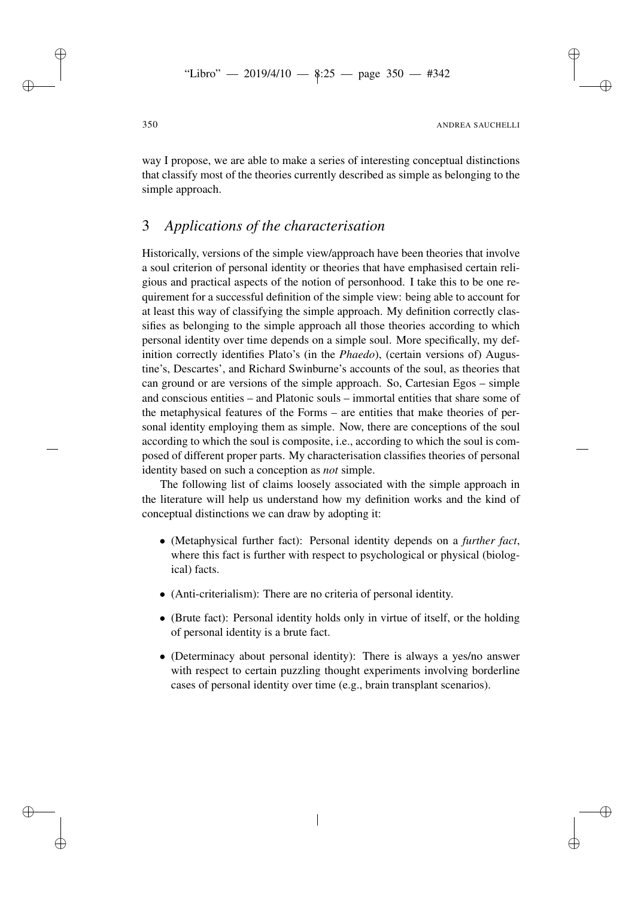way I propose, we are able to make a series of interesting conceptual distinctions that classify most of the theories currently described as simple as belonging to the simple approach.

## 3 *Applications of the characterisation*

Historically, versions of the simple view/approach have been theories that involve a soul criterion of personal identity or theories that have emphasised certain religious and practical aspects of the notion of personhood. I take this to be one requirement for a successful definition of the simple view: being able to account for at least this way of classifying the simple approach. My definition correctly classifies as belonging to the simple approach all those theories according to which personal identity over time depends on a simple soul. More specifically, my definition correctly identifies Plato's (in the *Phaedo*), (certain versions of) Augustine's, Descartes', and Richard Swinburne's accounts of the soul, as theories that can ground or are versions of the simple approach. So, Cartesian Egos – simple and conscious entities – and Platonic souls – immortal entities that share some of the metaphysical features of the Forms – are entities that make theories of personal identity employing them as simple. Now, there are conceptions of the soul according to which the soul is composite, i.e., according to which the soul is composed of different proper parts. My characterisation classifies theories of personal identity based on such a conception as *not* simple.

The following list of claims loosely associated with the simple approach in the literature will help us understand how my definition works and the kind of conceptual distinctions we can draw by adopting it:

- (Metaphysical further fact): Personal identity depends on a *further fact*, where this fact is further with respect to psychological or physical (biological) facts.
- (Anti-criterialism): There are no criteria of personal identity.
- (Brute fact): Personal identity holds only in virtue of itself, or the holding of personal identity is a brute fact.
- (Determinacy about personal identity): There is always a yes/no answer with respect to certain puzzling thought experiments involving borderline cases of personal identity over time (e.g., brain transplant scenarios).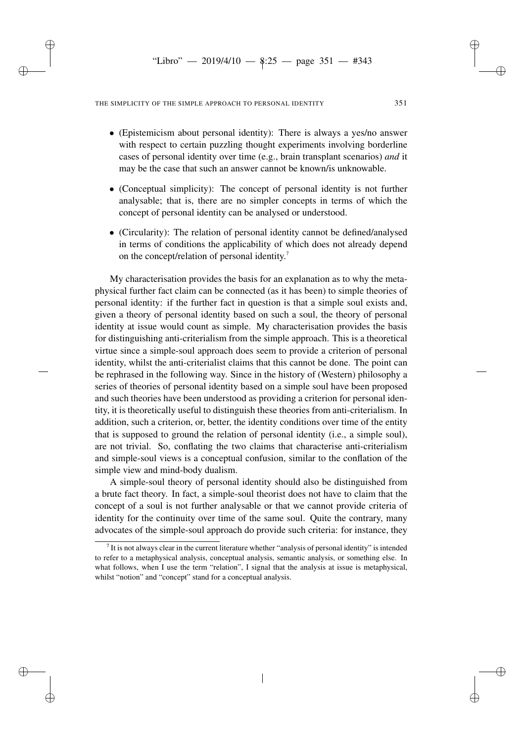- (Epistemicism about personal identity): There is always a yes/no answer with respect to certain puzzling thought experiments involving borderline cases of personal identity over time (e.g., brain transplant scenarios) *and* it may be the case that such an answer cannot be known/is unknowable.
- (Conceptual simplicity): The concept of personal identity is not further analysable; that is, there are no simpler concepts in terms of which the concept of personal identity can be analysed or understood.
- (Circularity): The relation of personal identity cannot be defined/analysed in terms of conditions the applicability of which does not already depend on the concept/relation of personal identity.[7]

My characterisation provides the basis for an explanation as to why the metaphysical further fact claim can be connected (as it has been) to simple theories of personal identity: if the further fact in question is that a simple soul exists and, given a theory of personal identity based on such a soul, the theory of personal identity at issue would count as simple. My characterisation provides the basis for distinguishing anti-criterialism from the simple approach. This is a theoretical virtue since a simple-soul approach does seem to provide a criterion of personal identity, whilst the anti-criterialist claims that this cannot be done. The point can be rephrased in the following way. Since in the history of (Western) philosophy a series of theories of personal identity based on a simple soul have been proposed and such theories have been understood as providing a criterion for personal identity, it is theoretically useful to distinguish these theories from anti-criterialism. In addition, such a criterion, or, better, the identity conditions over time of the entity that is supposed to ground the relation of personal identity (i.e., a simple soul), are not trivial. So, conflating the two claims that characterise anti-criterialism and simple-soul views is a conceptual confusion, similar to the conflation of the simple view and mind-body dualism.

A simple-soul theory of personal identity should also be distinguished from a brute fact theory. In fact, a simple-soul theorist does not have to claim that the concept of a soul is not further analysable or that we cannot provide criteria of identity for the continuity over time of the same soul. Quite the contrary, many advocates of the simple-soul approach do provide such criteria: for instance, they

[7] It is not always clear in the current literature whether "analysis of personal identity" is intended to refer to a metaphysical analysis, conceptual analysis, semantic analysis, or something else. In what follows, when I use the term "relation", I signal that the analysis at issue is metaphysical, whilst "notion" and "concept" stand for a conceptual analysis.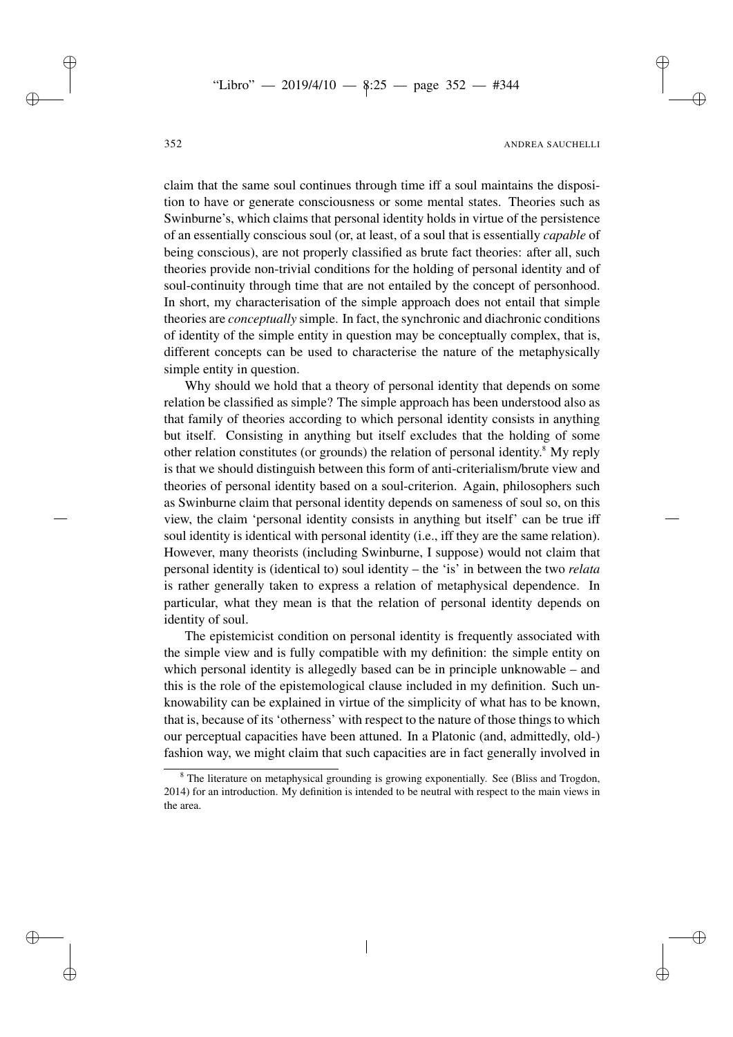claim that the same soul continues through time iff a soul maintains the disposition to have or generate consciousness or some mental states. Theories such as Swinburne's, which claims that personal identity holds in virtue of the persistence of an essentially conscious soul (or, at least, of a soul that is essentially *capable* of being conscious), are not properly classified as brute fact theories: after all, such theories provide non-trivial conditions for the holding of personal identity and of soul-continuity through time that are not entailed by the concept of personhood. In short, my characterisation of the simple approach does not entail that simple theories are *conceptually* simple. In fact, the synchronic and diachronic conditions of identity of the simple entity in question may be conceptually complex, that is, different concepts can be used to characterise the nature of the metaphysically simple entity in question.

Why should we hold that a theory of personal identity that depends on some relation be classified as simple? The simple approach has been understood also as that family of theories according to which personal identity consists in anything but itself. Consisting in anything but itself excludes that the holding of some other relation constitutes (or grounds) the relation of personal identity.[8] My reply is that we should distinguish between this form of anti-criterialism/brute view and theories of personal identity based on a soul-criterion. Again, philosophers such as Swinburne claim that personal identity depends on sameness of soul so, on this view, the claim 'personal identity consists in anything but itself' can be true iff soul identity is identical with personal identity (i.e., iff they are the same relation). However, many theorists (including Swinburne, I suppose) would not claim that personal identity is (identical to) soul identity – the 'is' in between the two *relata* is rather generally taken to express a relation of metaphysical dependence. In particular, what they mean is that the relation of personal identity depends on identity of soul.

The epistemicist condition on personal identity is frequently associated with the simple view and is fully compatible with my definition: the simple entity on which personal identity is allegedly based can be in principle unknowable – and this is the role of the epistemological clause included in my definition. Such unknowability can be explained in virtue of the simplicity of what has to be known, that is, because of its 'otherness' with respect to the nature of those things to which our perceptual capacities have been attuned. In a Platonic (and, admittedly, old-) fashion way, we might claim that such capacities are in fact generally involved in

[8] The literature on metaphysical grounding is growing exponentially. See (Bliss and Trogdon, 2014) for an introduction. My definition is intended to be neutral with respect to the main views in the area.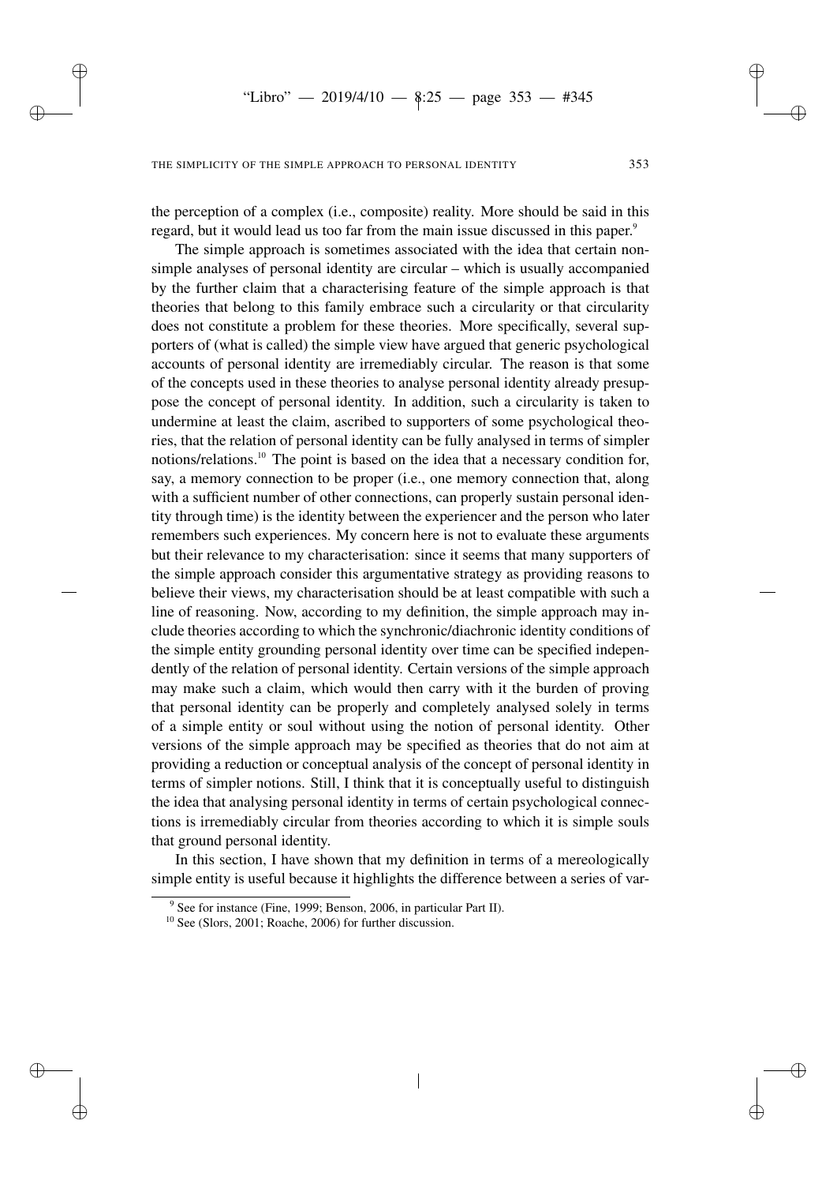the perception of a complex (i.e., composite) reality. More should be said in this regard, but it would lead us too far from the main issue discussed in this paper.[9]

The simple approach is sometimes associated with the idea that certain non-simple analyses of personal identity are circular – which is usually accompanied by the further claim that a characterising feature of the simple approach is that theories that belong to this family embrace such a circularity or that circularity does not constitute a problem for these theories. More specifically, several supporters of (what is called) the simple view have argued that generic psychological accounts of personal identity are irremediably circular. The reason is that some of the concepts used in these theories to analyse personal identity already presuppose the concept of personal identity. In addition, such a circularity is taken to undermine at least the claim, ascribed to supporters of some psychological theories, that the relation of personal identity can be fully analysed in terms of simpler notions/relations.[10] The point is based on the idea that a necessary condition for, say, a memory connection to be proper (i.e., one memory connection that, along with a sufficient number of other connections, can properly sustain personal identity through time) is the identity between the experiencer and the person who later remembers such experiences. My concern here is not to evaluate these arguments but their relevance to my characterisation: since it seems that many supporters of the simple approach consider this argumentative strategy as providing reasons to believe their views, my characterisation should be at least compatible with such a line of reasoning. Now, according to my definition, the simple approach may include theories according to which the synchronic/diachronic identity conditions of the simple entity grounding personal identity over time can be specified independently of the relation of personal identity. Certain versions of the simple approach may make such a claim, which would then carry with it the burden of proving that personal identity can be properly and completely analysed solely in terms of a simple entity or soul without using the notion of personal identity. Other versions of the simple approach may be specified as theories that do not aim at providing a reduction or conceptual analysis of the concept of personal identity in terms of simpler notions. Still, I think that it is conceptually useful to distinguish the idea that analysing personal identity in terms of certain psychological connections is irremediably circular from theories according to which it is simple souls that ground personal identity.

In this section, I have shown that my definition in terms of a mereologically simple entity is useful because it highlights the difference between a series of var-

[9] See for instance (Fine, 1999; Benson, 2006, in particular Part II).

[10] See (Slors, 2001; Roache, 2006) for further discussion.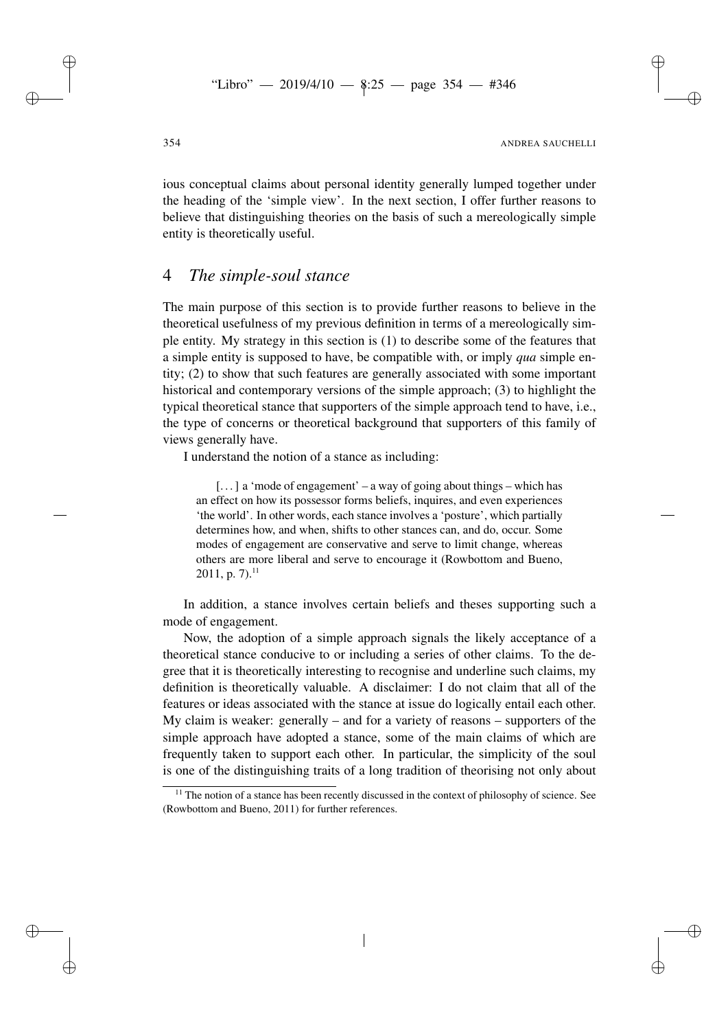ious conceptual claims about personal identity generally lumped together under the heading of the 'simple view'. In the next section, I offer further reasons to believe that distinguishing theories on the basis of such a mereologically simple entity is theoretically useful.

## 4 *The simple-soul stance*

The main purpose of this section is to provide further reasons to believe in the theoretical usefulness of my previous definition in terms of a mereologically simple entity. My strategy in this section is (1) to describe some of the features that a simple entity is supposed to have, be compatible with, or imply *qua* simple entity; (2) to show that such features are generally associated with some important historical and contemporary versions of the simple approach; (3) to highlight the typical theoretical stance that supporters of the simple approach tend to have, i.e., the type of concerns or theoretical background that supporters of this family of views generally have.

I understand the notion of a stance as including:

> [. . . ] a 'mode of engagement' – a way of going about things – which has an effect on how its possessor forms beliefs, inquires, and even experiences 'the world'. In other words, each stance involves a 'posture', which partially determines how, and when, shifts to other stances can, and do, occur. Some modes of engagement are conservative and serve to limit change, whereas others are more liberal and serve to encourage it (Rowbottom and Bueno, 2011, p. 7).[11]

In addition, a stance involves certain beliefs and theses supporting such a mode of engagement.

Now, the adoption of a simple approach signals the likely acceptance of a theoretical stance conducive to or including a series of other claims. To the degree that it is theoretically interesting to recognise and underline such claims, my definition is theoretically valuable. A disclaimer: I do not claim that all of the features or ideas associated with the stance at issue do logically entail each other. My claim is weaker: generally – and for a variety of reasons – supporters of the simple approach have adopted a stance, some of the main claims of which are frequently taken to support each other. In particular, the simplicity of the soul is one of the distinguishing traits of a long tradition of theorising not only about

[11] The notion of a stance has been recently discussed in the context of philosophy of science. See (Rowbottom and Bueno, 2011) for further references.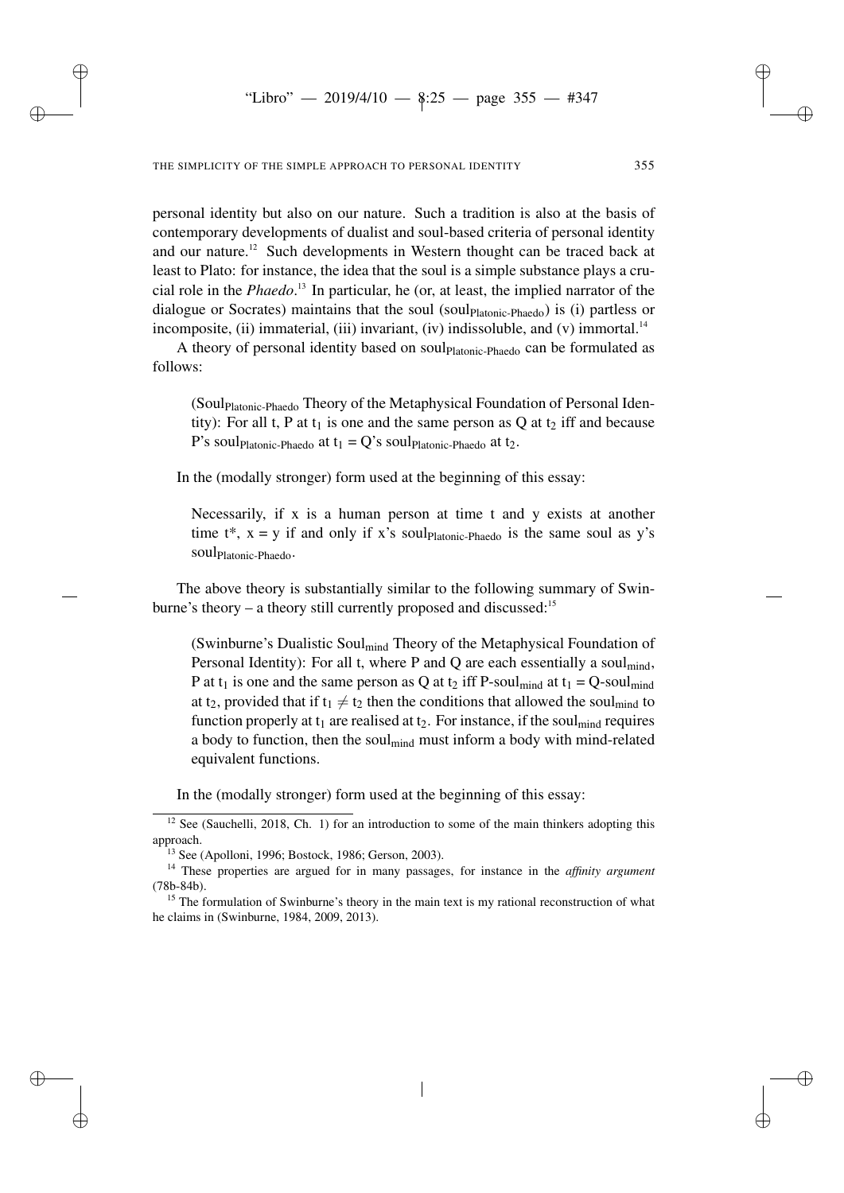personal identity but also on our nature. Such a tradition is also at the basis of contemporary developments of dualist and soul-based criteria of personal identity and our nature.[12] Such developments in Western thought can be traced back at least to Plato: for instance, the idea that the soul is a simple substance plays a crucial role in the *Phaedo*.[13] In particular, he (or, at least, the implied narrator of the dialogue or Socrates) maintains that the soul ($soul_{Platonic\text{-}Phaedo}$) is (i) partless or incomposite, (ii) immaterial, (iii) invariant, (iv) indissoluble, and (v) immortal.[14]

A theory of personal identity based on $soul_{Platonic\text{-}Phaedo}$ can be formulated as follows:

> ($Soul_{Platonic\text{-}Phaedo}$ Theory of the Metaphysical Foundation of Personal Identity): For all t, P at $t_1$ is one and the same person as Q at $t_2$ iff and because P's $soul_{Platonic\text{-}Phaedo}$ at $t_1$ = Q's $soul_{Platonic\text{-}Phaedo}$ at $t_2$.

In the (modally stronger) form used at the beginning of this essay:

> Necessarily, if x is a human person at time t and y exists at another time t*, x = y if and only if x's $soul_{Platonic\text{-}Phaedo}$ is the same soul as y's $soul_{Platonic\text{-}Phaedo}$.

The above theory is substantially similar to the following summary of Swinburne's theory – a theory still currently proposed and discussed:[15]

> (Swinburne's Dualistic $Soul_{mind}$ Theory of the Metaphysical Foundation of Personal Identity): For all t, where P and Q are each essentially a $soul_{mind}$, P at $t_1$ is one and the same person as Q at $t_2$ iff P-$soul_{mind}$ at $t_1$ = Q-$soul_{mind}$ at $t_2$, provided that if $t_1 \neq t_2$ then the conditions that allowed the $soul_{mind}$ to function properly at $t_1$ are realised at $t_2$. For instance, if the $soul_{mind}$ requires a body to function, then the $soul_{mind}$ must inform a body with mind-related equivalent functions.

In the (modally stronger) form used at the beginning of this essay:

---

[12] See (Sauchelli, 2018, Ch. 1) for an introduction to some of the main thinkers adopting this approach.

[13] See (Apolloni, 1996; Bostock, 1986; Gerson, 2003).

[14] These properties are argued for in many passages, for instance in the *affinity argument* (78b-84b).

[15] The formulation of Swinburne's theory in the main text is my rational reconstruction of what he claims in (Swinburne, 1984, 2009, 2013).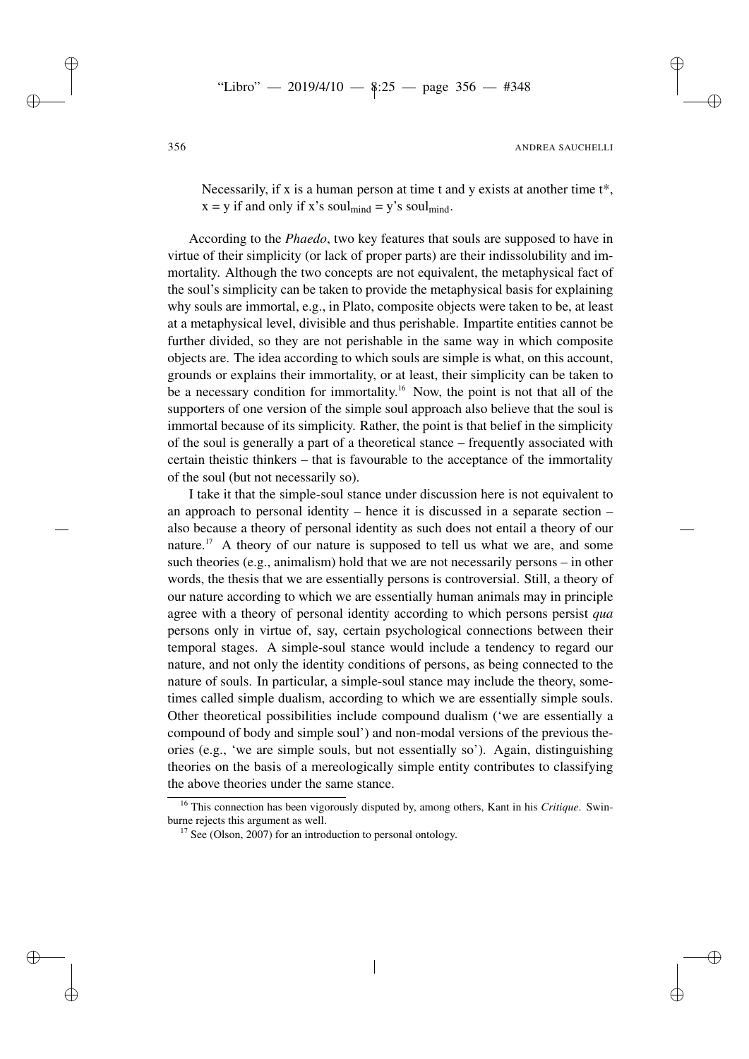Necessarily, if x is a human person at time t and y exists at another time t*, x = y if and only if x's $\text{soul}_{\text{mind}}$ = y's $\text{soul}_{\text{mind}}$.

According to the *Phaedo*, two key features that souls are supposed to have in virtue of their simplicity (or lack of proper parts) are their indissolubility and immortality. Although the two concepts are not equivalent, the metaphysical fact of the soul's simplicity can be taken to provide the metaphysical basis for explaining why souls are immortal, e.g., in Plato, composite objects were taken to be, at least at a metaphysical level, divisible and thus perishable. Impartite entities cannot be further divided, so they are not perishable in the same way in which composite objects are. The idea according to which souls are simple is what, on this account, grounds or explains their immortality, or at least, their simplicity can be taken to be a necessary condition for immortality.[16] Now, the point is not that all of the supporters of one version of the simple soul approach also believe that the soul is immortal because of its simplicity. Rather, the point is that belief in the simplicity of the soul is generally a part of a theoretical stance – frequently associated with certain theistic thinkers – that is favourable to the acceptance of the immortality of the soul (but not necessarily so).

I take it that the simple-soul stance under discussion here is not equivalent to an approach to personal identity – hence it is discussed in a separate section – also because a theory of personal identity as such does not entail a theory of our nature.[17] A theory of our nature is supposed to tell us what we are, and some such theories (e.g., animalism) hold that we are not necessarily persons – in other words, the thesis that we are essentially persons is controversial. Still, a theory of our nature according to which we are essentially human animals may in principle agree with a theory of personal identity according to which persons persist *qua* persons only in virtue of, say, certain psychological connections between their temporal stages. A simple-soul stance would include a tendency to regard our nature, and not only the identity conditions of persons, as being connected to the nature of souls. In particular, a simple-soul stance may include the theory, sometimes called simple dualism, according to which we are essentially simple souls. Other theoretical possibilities include compound dualism ('we are essentially a compound of body and simple soul') and non-modal versions of the previous theories (e.g., 'we are simple souls, but not essentially so'). Again, distinguishing theories on the basis of a mereologically simple entity contributes to classifying the above theories under the same stance.

[16] This connection has been vigorously disputed by, among others, Kant in his *Critique*. Swinburne rejects this argument as well.

[17] See (Olson, 2007) for an introduction to personal ontology.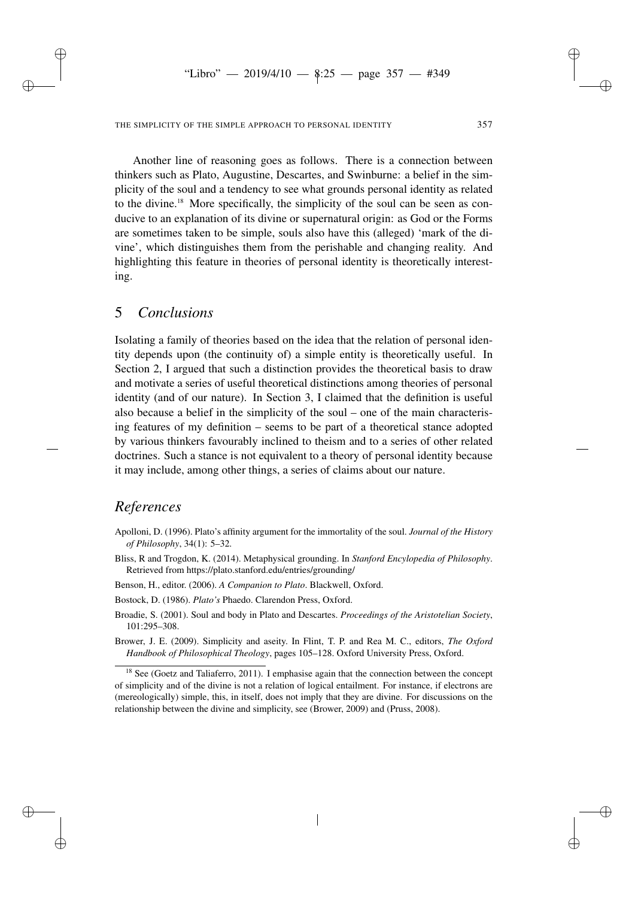Another line of reasoning goes as follows. There is a connection between thinkers such as Plato, Augustine, Descartes, and Swinburne: a belief in the simplicity of the soul and a tendency to see what grounds personal identity as related to the divine.[18] More specifically, the simplicity of the soul can be seen as conducive to an explanation of its divine or supernatural origin: as God or the Forms are sometimes taken to be simple, souls also have this (alleged) 'mark of the divine', which distinguishes them from the perishable and changing reality. And highlighting this feature in theories of personal identity is theoretically interesting.

## 5 *Conclusions*

Isolating a family of theories based on the idea that the relation of personal identity depends upon (the continuity of) a simple entity is theoretically useful. In Section 2, I argued that such a distinction provides the theoretical basis to draw and motivate a series of useful theoretical distinctions among theories of personal identity (and of our nature). In Section 3, I claimed that the definition is useful also because a belief in the simplicity of the soul – one of the main characterising features of my definition – seems to be part of a theoretical stance adopted by various thinkers favourably inclined to theism and to a series of other related doctrines. Such a stance is not equivalent to a theory of personal identity because it may include, among other things, a series of claims about our nature.

## *References*

Apolloni, D. (1996). Plato's affinity argument for the immortality of the soul. *Journal of the History of Philosophy*, 34(1): 5–32.

Bliss, R and Trogdon, K. (2014). Metaphysical grounding. In *Stanford Encyclopedia of Philosophy*. Retrieved from https://plato.stanford.edu/entries/grounding/

Benson, H., editor. (2006). *A Companion to Plato*. Blackwell, Oxford.

Bostock, D. (1986). *Plato's* Phaedo. Clarendon Press, Oxford.

Broadie, S. (2001). Soul and body in Plato and Descartes. *Proceedings of the Aristotelian Society*, 101:295–308.

Brower, J. E. (2009). Simplicity and aseity. In Flint, T. P. and Rea M. C., editors, *The Oxford Handbook of Philosophical Theology*, pages 105–128. Oxford University Press, Oxford.

[18] See (Goetz and Taliaferro, 2011). I emphasise again that the connection between the concept of simplicity and of the divine is not a relation of logical entailment. For instance, if electrons are (mereologically) simple, this, in itself, does not imply that they are divine. For discussions on the relationship between the divine and simplicity, see (Brower, 2009) and (Pruss, 2008).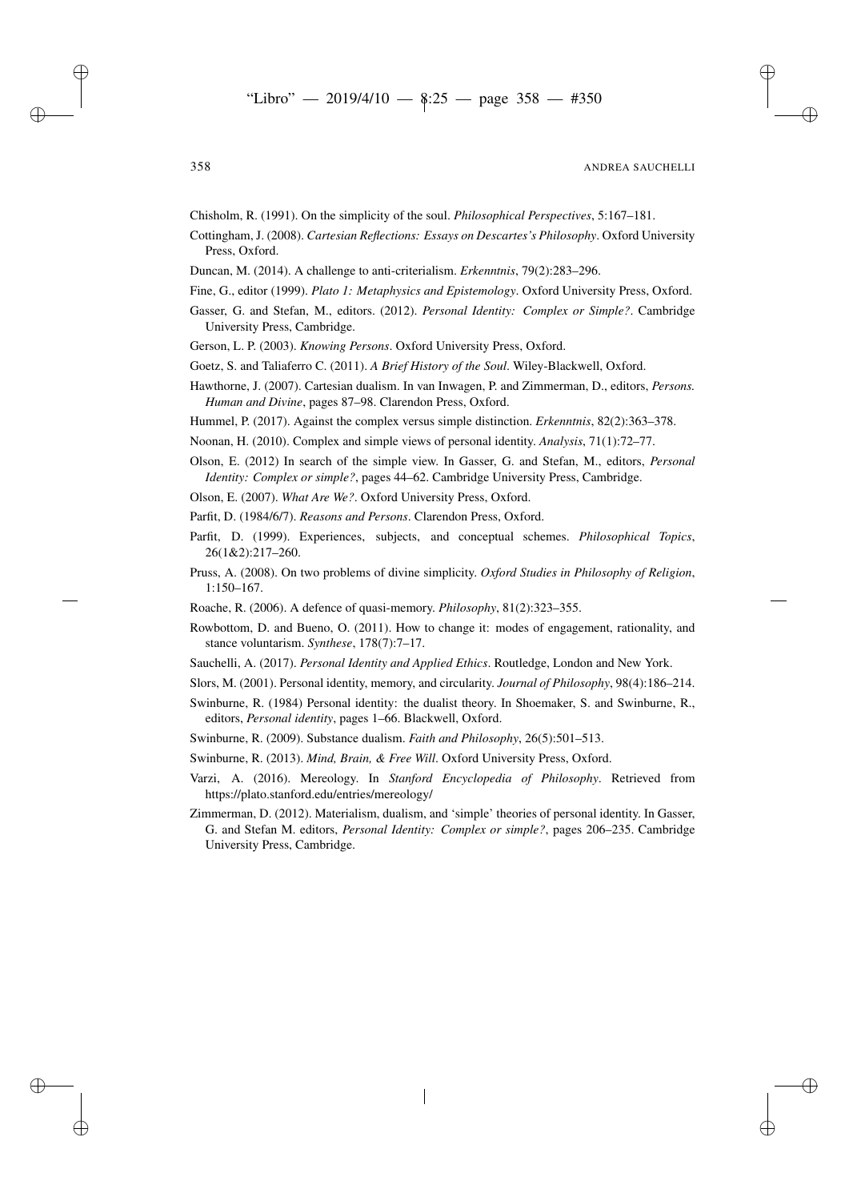Chisholm, R. (1991). On the simplicity of the soul. *Philosophical Perspectives*, 5:167–181.

Cottingham, J. (2008). *Cartesian Reflections: Essays on Descartes's Philosophy*. Oxford University Press, Oxford.

Duncan, M. (2014). A challenge to anti-criterialism. *Erkenntnis*, 79(2):283–296.

Fine, G., editor (1999). *Plato 1: Metaphysics and Epistemology*. Oxford University Press, Oxford.

Gasser, G. and Stefan, M., editors. (2012). *Personal Identity: Complex or Simple?*. Cambridge University Press, Cambridge.

Gerson, L. P. (2003). *Knowing Persons*. Oxford University Press, Oxford.

Goetz, S. and Taliaferro C. (2011). *A Brief History of the Soul*. Wiley-Blackwell, Oxford.

Hawthorne, J. (2007). Cartesian dualism. In van Inwagen, P. and Zimmerman, D., editors, *Persons. Human and Divine*, pages 87–98. Clarendon Press, Oxford.

Hummel, P. (2017). Against the complex versus simple distinction. *Erkenntnis*, 82(2):363–378.

Noonan, H. (2010). Complex and simple views of personal identity. *Analysis*, 71(1):72–77.

Olson, E. (2012) In search of the simple view. In Gasser, G. and Stefan, M., editors, *Personal Identity: Complex or simple?*, pages 44–62. Cambridge University Press, Cambridge.

Olson, E. (2007). *What Are We?*. Oxford University Press, Oxford.

Parfit, D. (1984/6/7). *Reasons and Persons*. Clarendon Press, Oxford.

Parfit, D. (1999). Experiences, subjects, and conceptual schemes. *Philosophical Topics*, 26(1&2):217–260.

Pruss, A. (2008). On two problems of divine simplicity. *Oxford Studies in Philosophy of Religion*, 1:150–167.

Roache, R. (2006). A defence of quasi-memory. *Philosophy*, 81(2):323–355.

Rowbottom, D. and Bueno, O. (2011). How to change it: modes of engagement, rationality, and stance voluntarism. *Synthese*, 178(7):7–17.

Sauchelli, A. (2017). *Personal Identity and Applied Ethics*. Routledge, London and New York.

Slors, M. (2001). Personal identity, memory, and circularity. *Journal of Philosophy*, 98(4):186–214.

Swinburne, R. (1984) Personal identity: the dualist theory. In Shoemaker, S. and Swinburne, R., editors, *Personal identity*, pages 1–66. Blackwell, Oxford.

Swinburne, R. (2009). Substance dualism. *Faith and Philosophy*, 26(5):501–513.

Swinburne, R. (2013). *Mind, Brain, & Free Will*. Oxford University Press, Oxford.

Varzi, A. (2016). Mereology. In *Stanford Encyclopedia of Philosophy*. Retrieved from https://plato.stanford.edu/entries/mereology/

Zimmerman, D. (2012). Materialism, dualism, and 'simple' theories of personal identity. In Gasser, G. and Stefan M. editors, *Personal Identity: Complex or simple?*, pages 206–235. Cambridge University Press, Cambridge.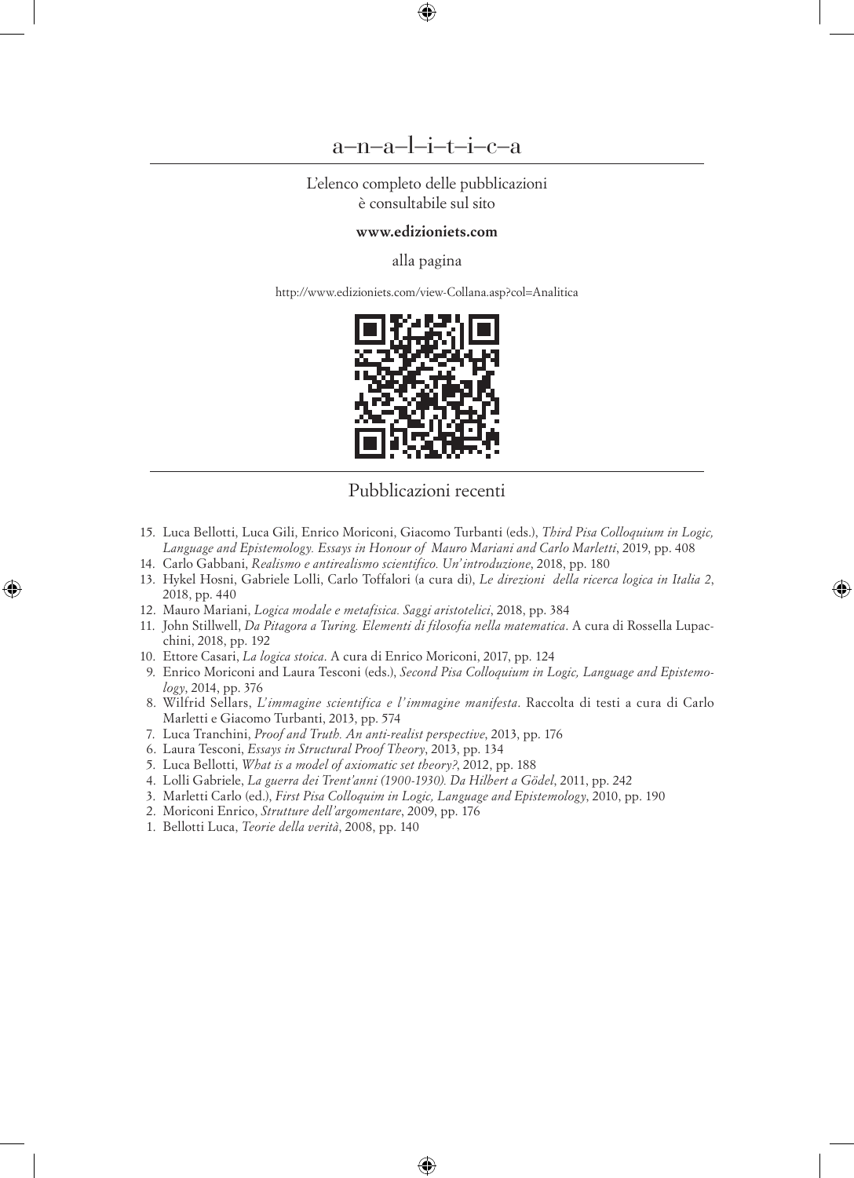# a–n–a–l–i–t–i–c–a

L'elenco completo delle pubblicazioni
è consultabile sul sito

**www.edizioniets.com**

alla pagina

http://www.edizioniets.com/view-Collana.asp?col=Analitica

## Pubblicazioni recenti

15. Luca Bellotti, Luca Gili, Enrico Moriconi, Giacomo Turbanti (eds.), *Third Pisa Colloquium in Logic, Language and Epistemology. Essays in Honour of Mauro Mariani and Carlo Marletti*, 2019, pp. 408
14. Carlo Gabbani, *Realismo e antirealismo scientifico. Un'introduzione*, 2018, pp. 180
13. Hykel Hosni, Gabriele Lolli, Carlo Toffalori (a cura di), *Le direzioni della ricerca logica in Italia 2*, 2018, pp. 440
12. Mauro Mariani, *Logica modale e metafisica. Saggi aristotelici*, 2018, pp. 384
11. John Stillwell, *Da Pitagora a Turing. Elementi di filosofia nella matematica*. A cura di Rossella Lupacchini, 2018, pp. 192
10. Ettore Casari, *La logica stoica*. A cura di Enrico Moriconi, 2017, pp. 124
9. Enrico Moriconi and Laura Tesconi (eds.), *Second Pisa Colloquium in Logic, Language and Epistemology*, 2014, pp. 376
8. Wilfrid Sellars, *L'immagine scientifica e l'immagine manifesta*. Raccolta di testi a cura di Carlo Marletti e Giacomo Turbanti, 2013, pp. 574
7. Luca Tranchini, *Proof and Truth. An anti-realist perspective*, 2013, pp. 176
6. Laura Tesconi, *Essays in Structural Proof Theory*, 2013, pp. 134
5. Luca Bellotti, *What is a model of axiomatic set theory?*, 2012, pp. 188
4. Lolli Gabriele, *La guerra dei Trent'anni (1900-1930). Da Hilbert a Gödel*, 2011, pp. 242
3. Marletti Carlo (ed.), *First Pisa Colloquim in Logic, Language and Epistemology*, 2010, pp. 190
2. Moriconi Enrico, *Strutture dell'argomentare*, 2009, pp. 176
1. Bellotti Luca, *Teorie della verità*, 2008, pp. 140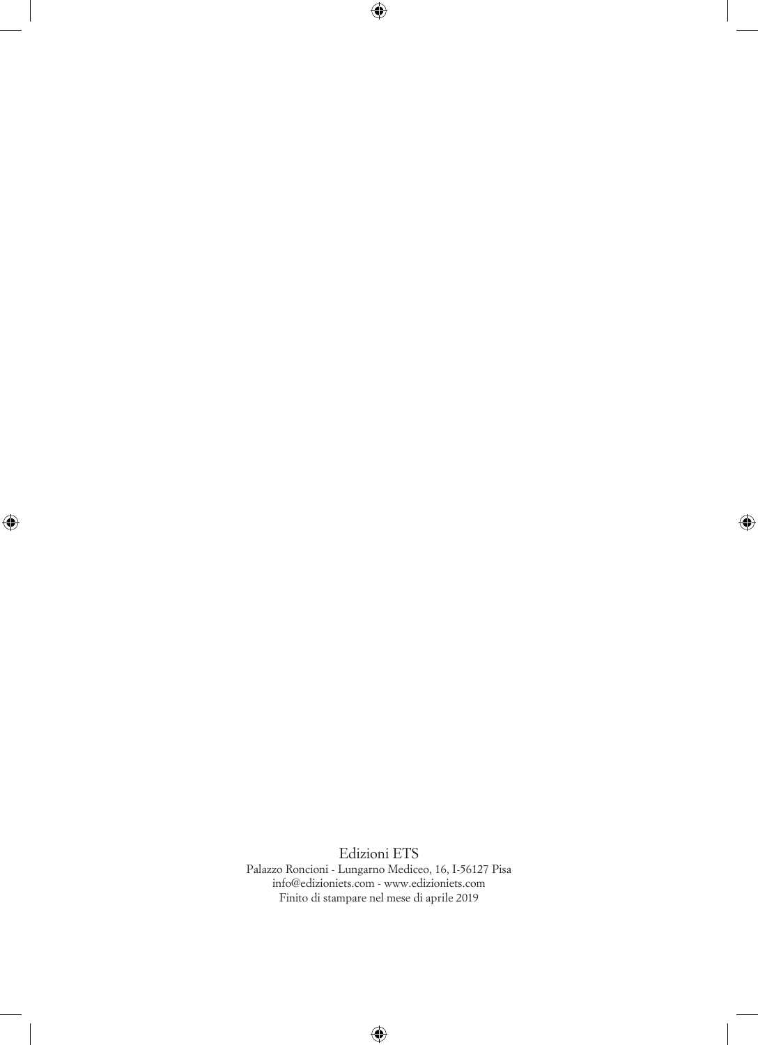Edizioni ETS

Palazzo Roncioni - Lungarno Mediceo, 16, I-56127 Pisa

info@edizioniets.com - www.edizioniets.com

Finito di stampare nel mese di aprile 2019